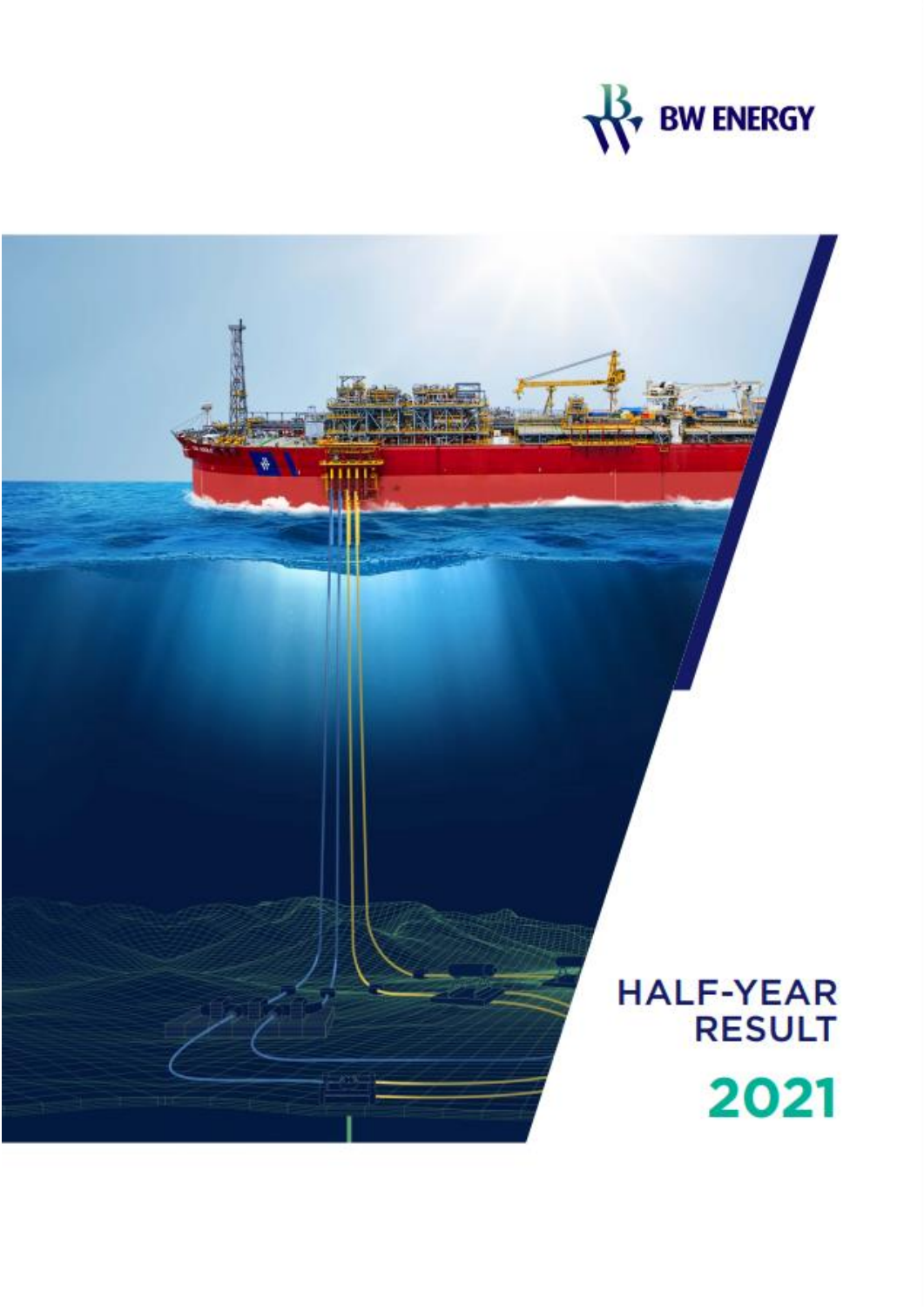BW ENERGY

# HALF-YEAR RESULT

# 2021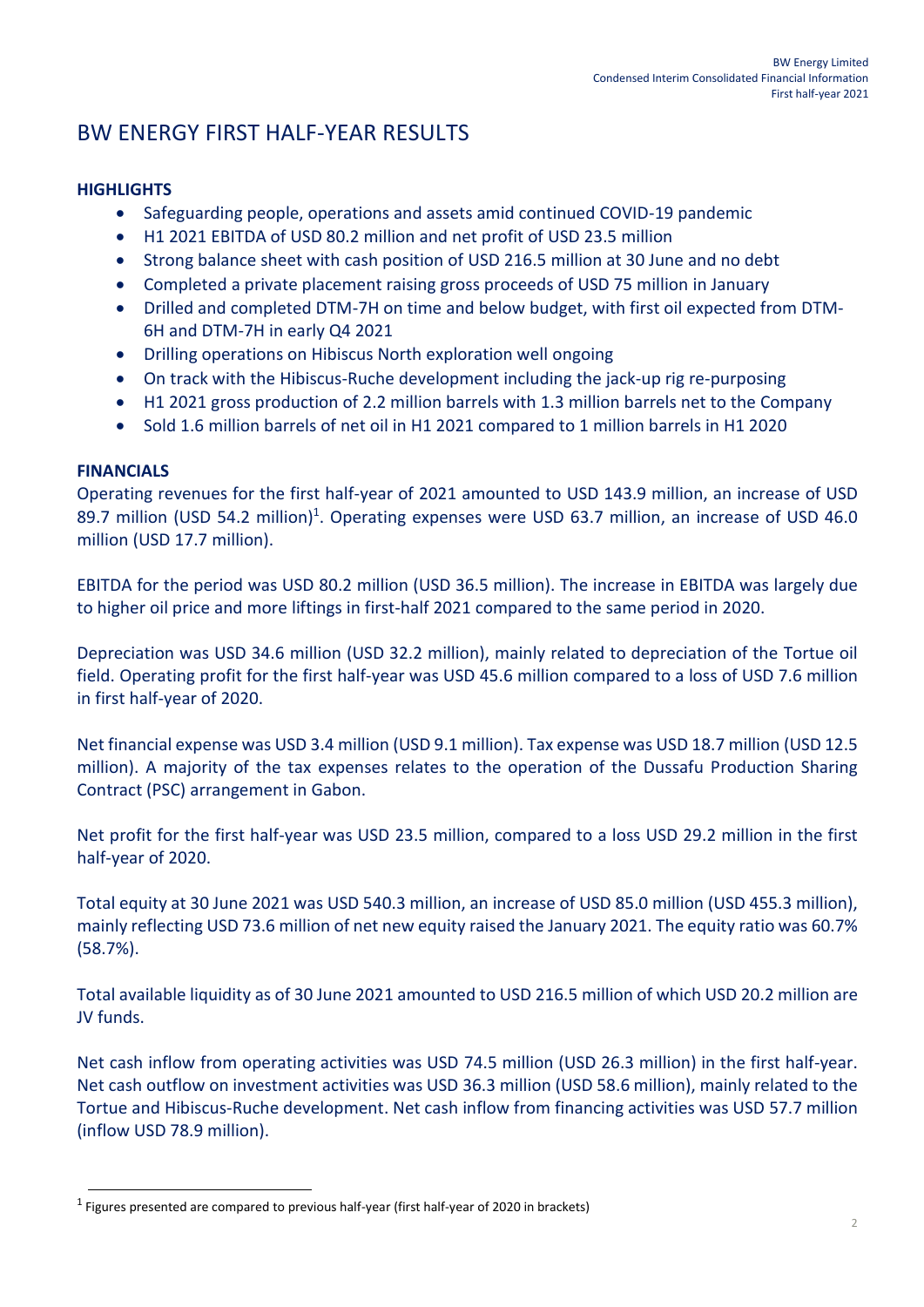# BW ENERGY FIRST HALF-YEAR RESULTS

**HIGHLIGHTS**

- Safeguarding people, operations and assets amid continued COVID-19 pandemic
- H1 2021 EBITDA of USD 80.2 million and net profit of USD 23.5 million
- Strong balance sheet with cash position of USD 216.5 million at 30 June and no debt
- Completed a private placement raising gross proceeds of USD 75 million in January
- Drilled and completed DTM-7H on time and below budget, with first oil expected from DTM-6H and DTM-7H in early Q4 2021
- Drilling operations on Hibiscus North exploration well ongoing
- On track with the Hibiscus-Ruche development including the jack-up rig re-purposing
- H1 2021 gross production of 2.2 million barrels with 1.3 million barrels net to the Company
- Sold 1.6 million barrels of net oil in H1 2021 compared to 1 million barrels in H1 2020

**FINANCIALS**

Operating revenues for the first half-year of 2021 amounted to USD 143.9 million, an increase of USD 89.7 million (USD 54.2 million)[1]. Operating expenses were USD 63.7 million, an increase of USD 46.0 million (USD 17.7 million).

EBITDA for the period was USD 80.2 million (USD 36.5 million). The increase in EBITDA was largely due to higher oil price and more liftings in first-half 2021 compared to the same period in 2020.

Depreciation was USD 34.6 million (USD 32.2 million), mainly related to depreciation of the Tortue oil field. Operating profit for the first half-year was USD 45.6 million compared to a loss of USD 7.6 million in first half-year of 2020.

Net financial expense was USD 3.4 million (USD 9.1 million). Tax expense was USD 18.7 million (USD 12.5 million). A majority of the tax expenses relates to the operation of the Dussafu Production Sharing Contract (PSC) arrangement in Gabon.

Net profit for the first half-year was USD 23.5 million, compared to a loss USD 29.2 million in the first half-year of 2020.

Total equity at 30 June 2021 was USD 540.3 million, an increase of USD 85.0 million (USD 455.3 million), mainly reflecting USD 73.6 million of net new equity raised the January 2021. The equity ratio was 60.7% (58.7%).

Total available liquidity as of 30 June 2021 amounted to USD 216.5 million of which USD 20.2 million are JV funds.

Net cash inflow from operating activities was USD 74.5 million (USD 26.3 million) in the first half-year. Net cash outflow on investment activities was USD 36.3 million (USD 58.6 million), mainly related to the Tortue and Hibiscus-Ruche development. Net cash inflow from financing activities was USD 57.7 million (inflow USD 78.9 million).

[1] Figures presented are compared to previous half-year (first half-year of 2020 in brackets)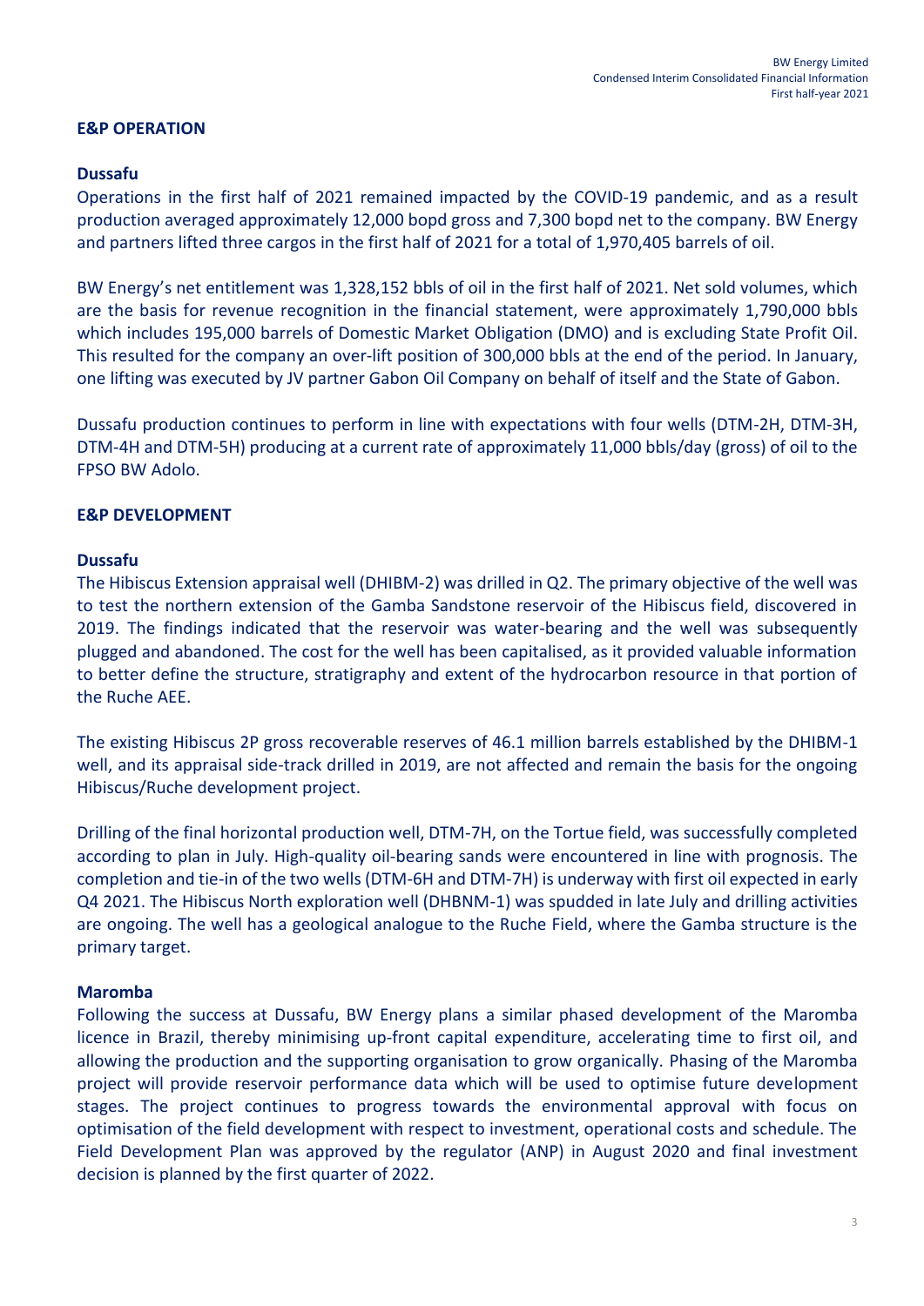## E&P OPERATION

### Dussafu

Operations in the first half of 2021 remained impacted by the COVID-19 pandemic, and as a result production averaged approximately 12,000 bopd gross and 7,300 bopd net to the company. BW Energy and partners lifted three cargos in the first half of 2021 for a total of 1,970,405 barrels of oil.

BW Energy's net entitlement was 1,328,152 bbls of oil in the first half of 2021. Net sold volumes, which are the basis for revenue recognition in the financial statement, were approximately 1,790,000 bbls which includes 195,000 barrels of Domestic Market Obligation (DMO) and is excluding State Profit Oil. This resulted for the company an over-lift position of 300,000 bbls at the end of the period. In January, one lifting was executed by JV partner Gabon Oil Company on behalf of itself and the State of Gabon.

Dussafu production continues to perform in line with expectations with four wells (DTM-2H, DTM-3H, DTM-4H and DTM-5H) producing at a current rate of approximately 11,000 bbls/day (gross) of oil to the FPSO BW Adolo.

## E&P DEVELOPMENT

### Dussafu

The Hibiscus Extension appraisal well (DHIBM-2) was drilled in Q2. The primary objective of the well was to test the northern extension of the Gamba Sandstone reservoir of the Hibiscus field, discovered in 2019. The findings indicated that the reservoir was water-bearing and the well was subsequently plugged and abandoned. The cost for the well has been capitalised, as it provided valuable information to better define the structure, stratigraphy and extent of the hydrocarbon resource in that portion of the Ruche AEE.

The existing Hibiscus 2P gross recoverable reserves of 46.1 million barrels established by the DHIBM-1 well, and its appraisal side-track drilled in 2019, are not affected and remain the basis for the ongoing Hibiscus/Ruche development project.

Drilling of the final horizontal production well, DTM-7H, on the Tortue field, was successfully completed according to plan in July. High-quality oil-bearing sands were encountered in line with prognosis. The completion and tie-in of the two wells (DTM-6H and DTM-7H) is underway with first oil expected in early Q4 2021. The Hibiscus North exploration well (DHBNM-1) was spudded in late July and drilling activities are ongoing. The well has a geological analogue to the Ruche Field, where the Gamba structure is the primary target.

### Maromba

Following the success at Dussafu, BW Energy plans a similar phased development of the Maromba licence in Brazil, thereby minimising up-front capital expenditure, accelerating time to first oil, and allowing the production and the supporting organisation to grow organically. Phasing of the Maromba project will provide reservoir performance data which will be used to optimise future development stages. The project continues to progress towards the environmental approval with focus on optimisation of the field development with respect to investment, operational costs and schedule. The Field Development Plan was approved by the regulator (ANP) in August 2020 and final investment decision is planned by the first quarter of 2022.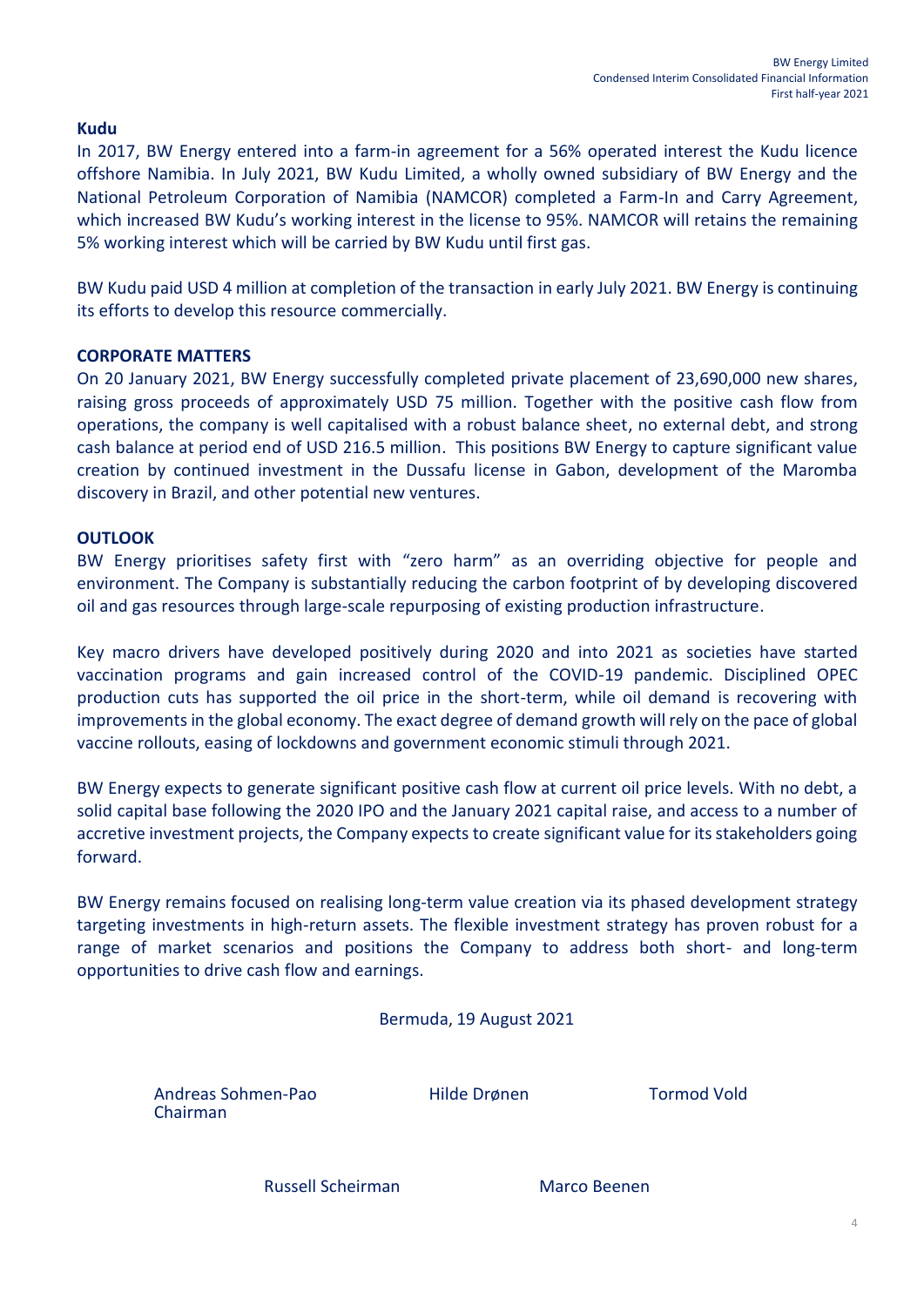### Kudu

In 2017, BW Energy entered into a farm-in agreement for a 56% operated interest the Kudu licence offshore Namibia. In July 2021, BW Kudu Limited, a wholly owned subsidiary of BW Energy and the National Petroleum Corporation of Namibia (NAMCOR) completed a Farm-In and Carry Agreement, which increased BW Kudu's working interest in the license to 95%. NAMCOR will retains the remaining 5% working interest which will be carried by BW Kudu until first gas.

BW Kudu paid USD 4 million at completion of the transaction in early July 2021. BW Energy is continuing its efforts to develop this resource commercially.

## CORPORATE MATTERS

On 20 January 2021, BW Energy successfully completed private placement of 23,690,000 new shares, raising gross proceeds of approximately USD 75 million. Together with the positive cash flow from operations, the company is well capitalised with a robust balance sheet, no external debt, and strong cash balance at period end of USD 216.5 million. This positions BW Energy to capture significant value creation by continued investment in the Dussafu license in Gabon, development of the Maromba discovery in Brazil, and other potential new ventures.

## OUTLOOK

BW Energy prioritises safety first with "zero harm" as an overriding objective for people and environment. The Company is substantially reducing the carbon footprint of by developing discovered oil and gas resources through large-scale repurposing of existing production infrastructure.

Key macro drivers have developed positively during 2020 and into 2021 as societies have started vaccination programs and gain increased control of the COVID-19 pandemic. Disciplined OPEC production cuts has supported the oil price in the short-term, while oil demand is recovering with improvements in the global economy. The exact degree of demand growth will rely on the pace of global vaccine rollouts, easing of lockdowns and government economic stimuli through 2021.

BW Energy expects to generate significant positive cash flow at current oil price levels. With no debt, a solid capital base following the 2020 IPO and the January 2021 capital raise, and access to a number of accretive investment projects, the Company expects to create significant value for its stakeholders going forward.

BW Energy remains focused on realising long-term value creation via its phased development strategy targeting investments in high-return assets. The flexible investment strategy has proven robust for a range of market scenarios and positions the Company to address both short- and long-term opportunities to drive cash flow and earnings.

Bermuda, 19 August 2021

Andreas Sohmen-Pao
Chairman

Hilde Drønen

Tormod Vold

Russell Scheirman

Marco Beenen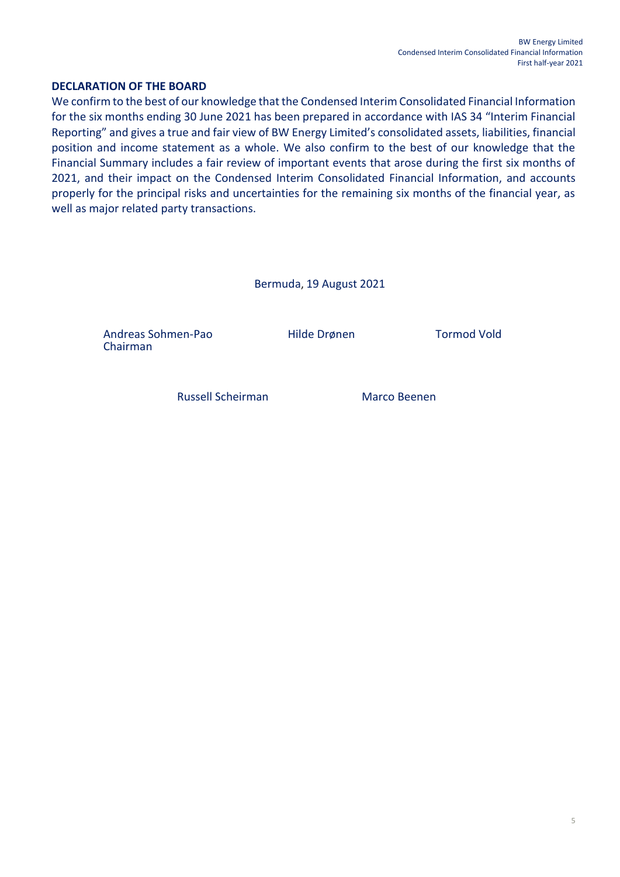## DECLARATION OF THE BOARD

We confirm to the best of our knowledge that the Condensed Interim Consolidated Financial Information for the six months ending 30 June 2021 has been prepared in accordance with IAS 34 "Interim Financial Reporting" and gives a true and fair view of BW Energy Limited's consolidated assets, liabilities, financial position and income statement as a whole. We also confirm to the best of our knowledge that the Financial Summary includes a fair review of important events that arose during the first six months of 2021, and their impact on the Condensed Interim Consolidated Financial Information, and accounts properly for the principal risks and uncertainties for the remaining six months of the financial year, as well as major related party transactions.

Bermuda, 19 August 2021

Andreas Sohmen-Pao
Chairman

Hilde Drønen

Tormod Vold

Russell Scheirman

Marco Beenen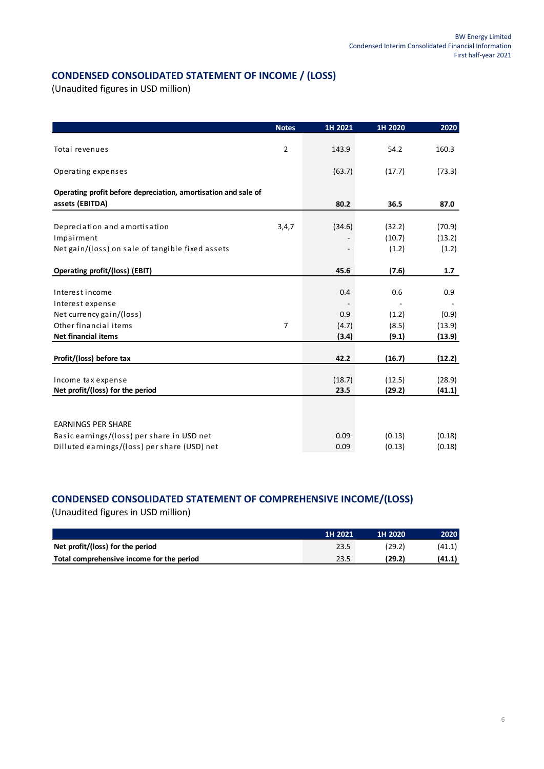## CONDENSED CONSOLIDATED STATEMENT OF INCOME / (LOSS)

(Unaudited figures in USD million)

| | Notes | 1H 2021 | 1H 2020 | 2020 |
|---|---|---|---|---|
| Total revenues | 2 | 143.9 | 54.2 | 160.3 |
| Operating expenses | | (63.7) | (17.7) | (73.3) |
| **Operating profit before depreciation, amortisation and sale of assets (EBITDA)** | | **80.2** | **36.5** | **87.0** |
| Depreciation and amortisation | 3,4,7 | (34.6) | (32.2) | (70.9) |
| Impairment | | - | (10.7) | (13.2) |
| Net gain/(loss) on sale of tangible fixed assets | | - | (1.2) | (1.2) |
| **Operating profit/(loss) (EBIT)** | | **45.6** | **(7.6)** | **1.7** |
| Interest income | | 0.4 | 0.6 | 0.9 |
| Interest expense | | - | - | - |
| Net currency gain/(loss) | | 0.9 | (1.2) | (0.9) |
| Other financial items | 7 | (4.7) | (8.5) | (13.9) |
| **Net financial items** | | **(3.4)** | **(9.1)** | **(13.9)** |
| **Profit/(loss) before tax** | | **42.2** | **(16.7)** | **(12.2)** |
| Income tax expense | | (18.7) | (12.5) | (28.9) |
| **Net profit/(loss) for the period** | | **23.5** | **(29.2)** | **(41.1)** |
| EARNINGS PER SHARE | | | | |
| Basic earnings/(loss) per share in USD net | | 0.09 | (0.13) | (0.18) |
| Dilluted earnings/(loss) per share (USD) net | | 0.09 | (0.13) | (0.18) |

## CONDENSED CONSOLIDATED STATEMENT OF COMPREHENSIVE INCOME/(LOSS)

(Unaudited figures in USD million)

| | 1H 2021 | 1H 2020 | 2020 |
|---|---|---|---|
| **Net profit/(loss) for the period** | 23.5 | (29.2) | (41.1) |
| **Total comprehensive income for the period** | 23.5 | **(29.2)** | **(41.1)** |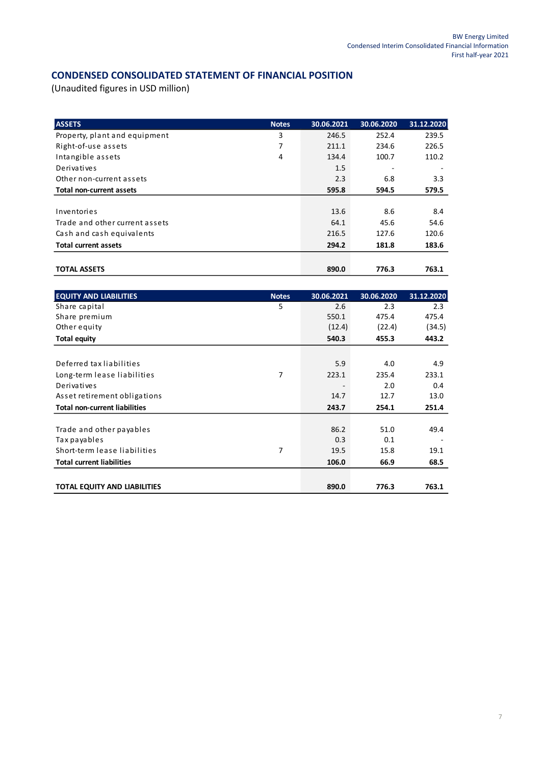## CONDENSED CONSOLIDATED STATEMENT OF FINANCIAL POSITION

(Unaudited figures in USD million)

| ASSETS | Notes | 30.06.2021 | 30.06.2020 | 31.12.2020 |
|---|---|---|---|---|
| Property, plant and equipment | 3 | 246.5 | 252.4 | 239.5 |
| Right-of-use assets | 7 | 211.1 | 234.6 | 226.5 |
| Intangible assets | 4 | 134.4 | 100.7 | 110.2 |
| Derivatives | | 1.5 | - | - |
| Other non-current assets | | 2.3 | 6.8 | 3.3 |
| **Total non-current assets** | | **595.8** | **594.5** | **579.5** |
| | | | | |
| Inventories | | 13.6 | 8.6 | 8.4 |
| Trade and other current assets | | 64.1 | 45.6 | 54.6 |
| Cash and cash equivalents | | 216.5 | 127.6 | 120.6 |
| **Total current assets** | | **294.2** | **181.8** | **183.6** |
| | | | | |
| **TOTAL ASSETS** | | **890.0** | **776.3** | **763.1** |

| EQUITY AND LIABILITIES | Notes | 30.06.2021 | 30.06.2020 | 31.12.2020 |
|---|---|---|---|---|
| Share capital | 5 | 2.6 | 2.3 | 2.3 |
| Share premium | | 550.1 | 475.4 | 475.4 |
| Other equity | | (12.4) | (22.4) | (34.5) |
| **Total equity** | | **540.3** | **455.3** | **443.2** |
| | | | | |
| Deferred tax liabilities | | 5.9 | 4.0 | 4.9 |
| Long-term lease liabilities | 7 | 223.1 | 235.4 | 233.1 |
| Derivatives | | - | 2.0 | 0.4 |
| Asset retirement obligations | | 14.7 | 12.7 | 13.0 |
| **Total non-current liabilities** | | **243.7** | **254.1** | **251.4** |
| | | | | |
| Trade and other payables | | 86.2 | 51.0 | 49.4 |
| Tax payables | | 0.3 | 0.1 | - |
| Short-term lease liabilities | 7 | 19.5 | 15.8 | 19.1 |
| **Total current liabilities** | | **106.0** | **66.9** | **68.5** |
| | | | | |
| **TOTAL EQUITY AND LIABILITIES** | | **890.0** | **776.3** | **763.1** |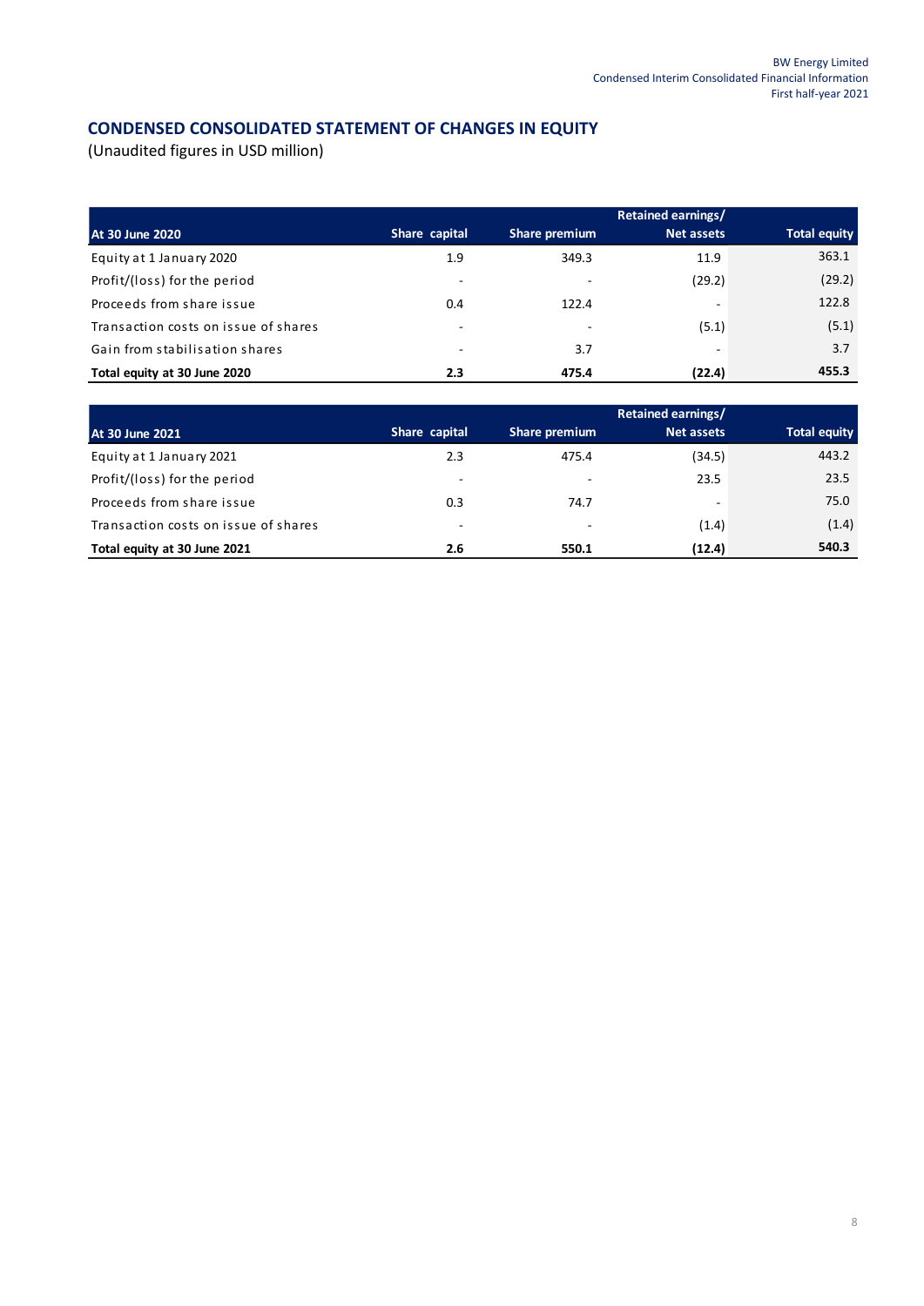## CONDENSED CONSOLIDATED STATEMENT OF CHANGES IN EQUITY

(Unaudited figures in USD million)

| At 30 June 2020 | Share capital | Share premium | Retained earnings/ Net assets | Total equity |
|---|---|---|---|---|
| Equity at 1 January 2020 | 1.9 | 349.3 | 11.9 | 363.1 |
| Profit/(loss) for the period | - | - | (29.2) | (29.2) |
| Proceeds from share issue | 0.4 | 122.4 | - | 122.8 |
| Transaction costs on issue of shares | - | - | (5.1) | (5.1) |
| Gain from stabilisation shares | - | 3.7 | - | 3.7 |
| **Total equity at 30 June 2020** | **2.3** | **475.4** | **(22.4)** | **455.3** |

| At 30 June 2021 | Share capital | Share premium | Retained earnings/ Net assets | Total equity |
|---|---|---|---|---|
| Equity at 1 January 2021 | 2.3 | 475.4 | (34.5) | 443.2 |
| Profit/(loss) for the period | - | - | 23.5 | 23.5 |
| Proceeds from share issue | 0.3 | 74.7 | - | 75.0 |
| Transaction costs on issue of shares | - | - | (1.4) | (1.4) |
| **Total equity at 30 June 2021** | **2.6** | **550.1** | **(12.4)** | **540.3** |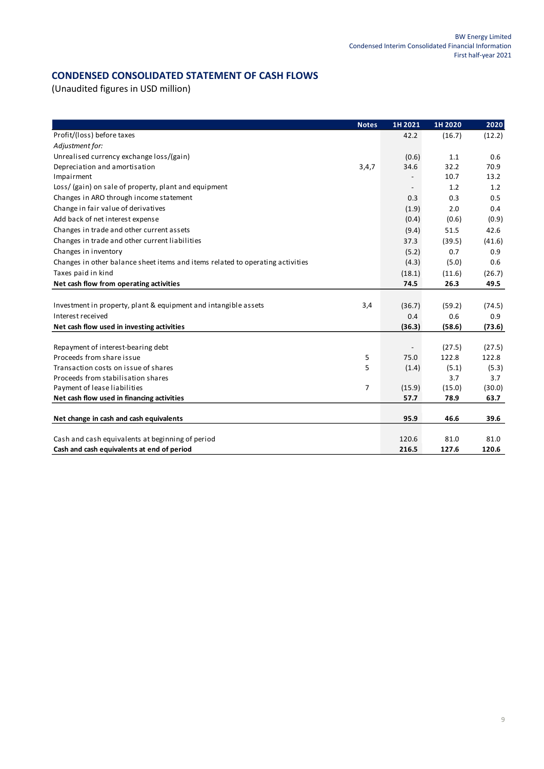## CONDENSED CONSOLIDATED STATEMENT OF CASH FLOWS

(Unaudited figures in USD million)

| | Notes | 1H 2021 | 1H 2020 | 2020 |
|---|---|---|---|---|
| Profit/(loss) before taxes | | 42.2 | (16.7) | (12.2) |
| *Adjustment for:* | | | | |
| Unrealised currency exchange loss/(gain) | | (0.6) | 1.1 | 0.6 |
| Depreciation and amortisation | 3,4,7 | 34.6 | 32.2 | 70.9 |
| Impairment | | - | 10.7 | 13.2 |
| Loss/ (gain) on sale of property, plant and equipment | | - | 1.2 | 1.2 |
| Changes in ARO through income statement | | 0.3 | 0.3 | 0.5 |
| Change in fair value of derivatives | | (1.9) | 2.0 | 0.4 |
| Add back of net interest expense | | (0.4) | (0.6) | (0.9) |
| Changes in trade and other current assets | | (9.4) | 51.5 | 42.6 |
| Changes in trade and other current liabilities | | 37.3 | (39.5) | (41.6) |
| Changes in inventory | | (5.2) | 0.7 | 0.9 |
| Changes in other balance sheet items and items related to operating activities | | (4.3) | (5.0) | 0.6 |
| Taxes paid in kind | | (18.1) | (11.6) | (26.7) |
| **Net cash flow from operating activities** | | **74.5** | **26.3** | **49.5** |
| | | | | |
| Investment in property, plant & equipment and intangible assets | 3,4 | (36.7) | (59.2) | (74.5) |
| Interest received | | 0.4 | 0.6 | 0.9 |
| **Net cash flow used in investing activities** | | **(36.3)** | **(58.6)** | **(73.6)** |
| | | | | |
| Repayment of interest-bearing debt | | - | (27.5) | (27.5) |
| Proceeds from share issue | 5 | 75.0 | 122.8 | 122.8 |
| Transaction costs on issue of shares | 5 | (1.4) | (5.1) | (5.3) |
| Proceeds from stabilisation shares | | | 3.7 | 3.7 |
| Payment of lease liabilities | 7 | (15.9) | (15.0) | (30.0) |
| **Net cash flow used in financing activities** | | **57.7** | **78.9** | **63.7** |
| | | | | |
| **Net change in cash and cash equivalents** | | **95.9** | **46.6** | **39.6** |
| | | | | |
| Cash and cash equivalents at beginning of period | | 120.6 | 81.0 | 81.0 |
| **Cash and cash equivalents at end of period** | | **216.5** | **127.6** | **120.6** |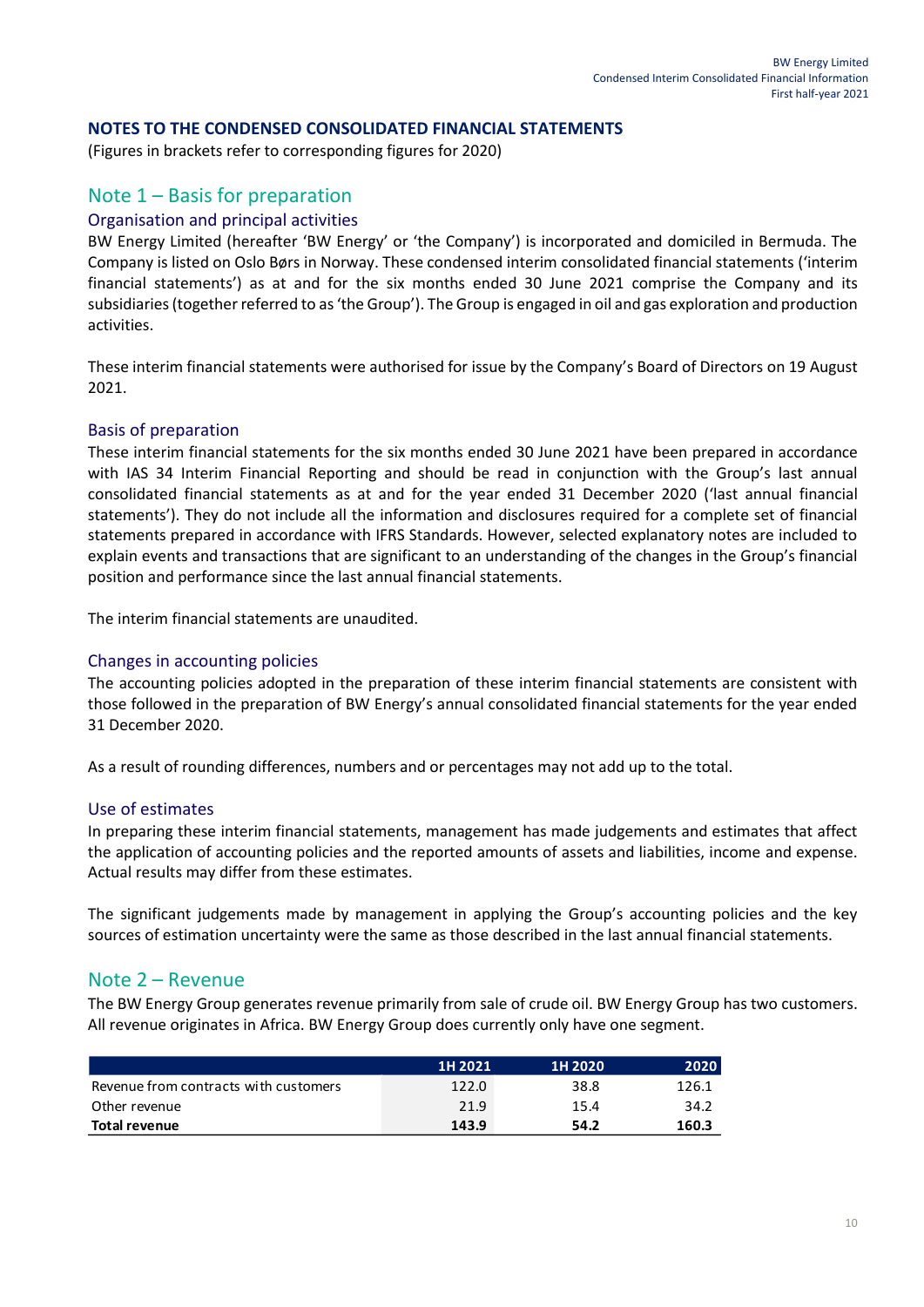## NOTES TO THE CONDENSED CONSOLIDATED FINANCIAL STATEMENTS

(Figures in brackets refer to corresponding figures for 2020)

## Note 1 – Basis for preparation

### Organisation and principal activities

BW Energy Limited (hereafter 'BW Energy' or 'the Company') is incorporated and domiciled in Bermuda. The Company is listed on Oslo Børs in Norway. These condensed interim consolidated financial statements ('interim financial statements') as at and for the six months ended 30 June 2021 comprise the Company and its subsidiaries (together referred to as 'the Group'). The Group is engaged in oil and gas exploration and production activities.

These interim financial statements were authorised for issue by the Company's Board of Directors on 19 August 2021.

### Basis of preparation

These interim financial statements for the six months ended 30 June 2021 have been prepared in accordance with IAS 34 Interim Financial Reporting and should be read in conjunction with the Group's last annual consolidated financial statements as at and for the year ended 31 December 2020 ('last annual financial statements'). They do not include all the information and disclosures required for a complete set of financial statements prepared in accordance with IFRS Standards. However, selected explanatory notes are included to explain events and transactions that are significant to an understanding of the changes in the Group's financial position and performance since the last annual financial statements.

The interim financial statements are unaudited.

### Changes in accounting policies

The accounting policies adopted in the preparation of these interim financial statements are consistent with those followed in the preparation of BW Energy's annual consolidated financial statements for the year ended 31 December 2020.

As a result of rounding differences, numbers and or percentages may not add up to the total.

### Use of estimates

In preparing these interim financial statements, management has made judgements and estimates that affect the application of accounting policies and the reported amounts of assets and liabilities, income and expense. Actual results may differ from these estimates.

The significant judgements made by management in applying the Group's accounting policies and the key sources of estimation uncertainty were the same as those described in the last annual financial statements.

## Note 2 – Revenue

The BW Energy Group generates revenue primarily from sale of crude oil. BW Energy Group has two customers. All revenue originates in Africa. BW Energy Group does currently only have one segment.

| | 1H 2021 | 1H 2020 | 2020 |
|---|---|---|---|
| Revenue from contracts with customers | 122.0 | 38.8 | 126.1 |
| Other revenue | 21.9 | 15.4 | 34.2 |
| **Total revenue** | **143.9** | **54.2** | **160.3** |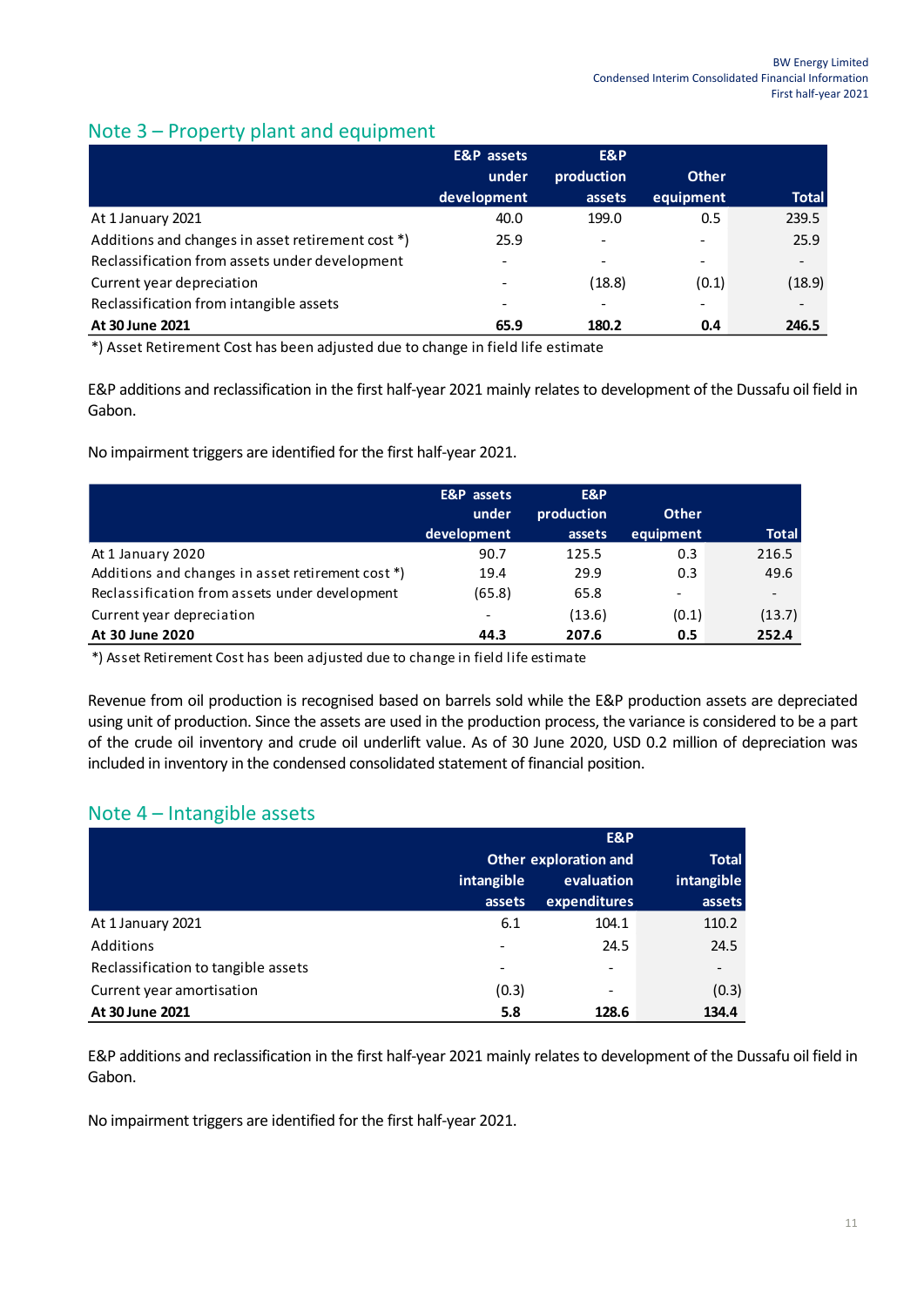## Note 3 – Property plant and equipment

| | E&P assets under development | E&P production assets | Other equipment | Total |
|---|---|---|---|---|
| At 1 January 2021 | 40.0 | 199.0 | 0.5 | 239.5 |
| Additions and changes in asset retirement cost *) | 25.9 | - | - | 25.9 |
| Reclassification from assets under development | - | - | - | - |
| Current year depreciation | - | (18.8) | (0.1) | (18.9) |
| Reclassification from intangible assets | - | - | - | - |
| **At 30 June 2021** | **65.9** | **180.2** | **0.4** | **246.5** |

*) Asset Retirement Cost has been adjusted due to change in field life estimate

E&P additions and reclassification in the first half-year 2021 mainly relates to development of the Dussafu oil field in Gabon.

No impairment triggers are identified for the first half-year 2021.

| | E&P assets under development | E&P production assets | Other equipment | Total |
|---|---|---|---|---|
| At 1 January 2020 | 90.7 | 125.5 | 0.3 | 216.5 |
| Additions and changes in asset retirement cost *) | 19.4 | 29.9 | 0.3 | 49.6 |
| Reclassification from assets under development | (65.8) | 65.8 | - | - |
| Current year depreciation | - | (13.6) | (0.1) | (13.7) |
| **At 30 June 2020** | **44.3** | **207.6** | **0.5** | **252.4** |

*) Asset Retirement Cost has been adjusted due to change in field life estimate

Revenue from oil production is recognised based on barrels sold while the E&P production assets are depreciated using unit of production. Since the assets are used in the production process, the variance is considered to be a part of the crude oil inventory and crude oil underlift value. As of 30 June 2020, USD 0.2 million of depreciation was included in inventory in the condensed consolidated statement of financial position.

## Note 4 – Intangible assets

| | Other intangible assets | E&P exploration and evaluation expenditures | Total intangible assets |
|---|---|---|---|
| At 1 January 2021 | 6.1 | 104.1 | 110.2 |
| Additions | - | 24.5 | 24.5 |
| Reclassification to tangible assets | - | - | - |
| Current year amortisation | (0.3) | - | (0.3) |
| **At 30 June 2021** | **5.8** | **128.6** | **134.4** |

E&P additions and reclassification in the first half-year 2021 mainly relates to development of the Dussafu oil field in Gabon.

No impairment triggers are identified for the first half-year 2021.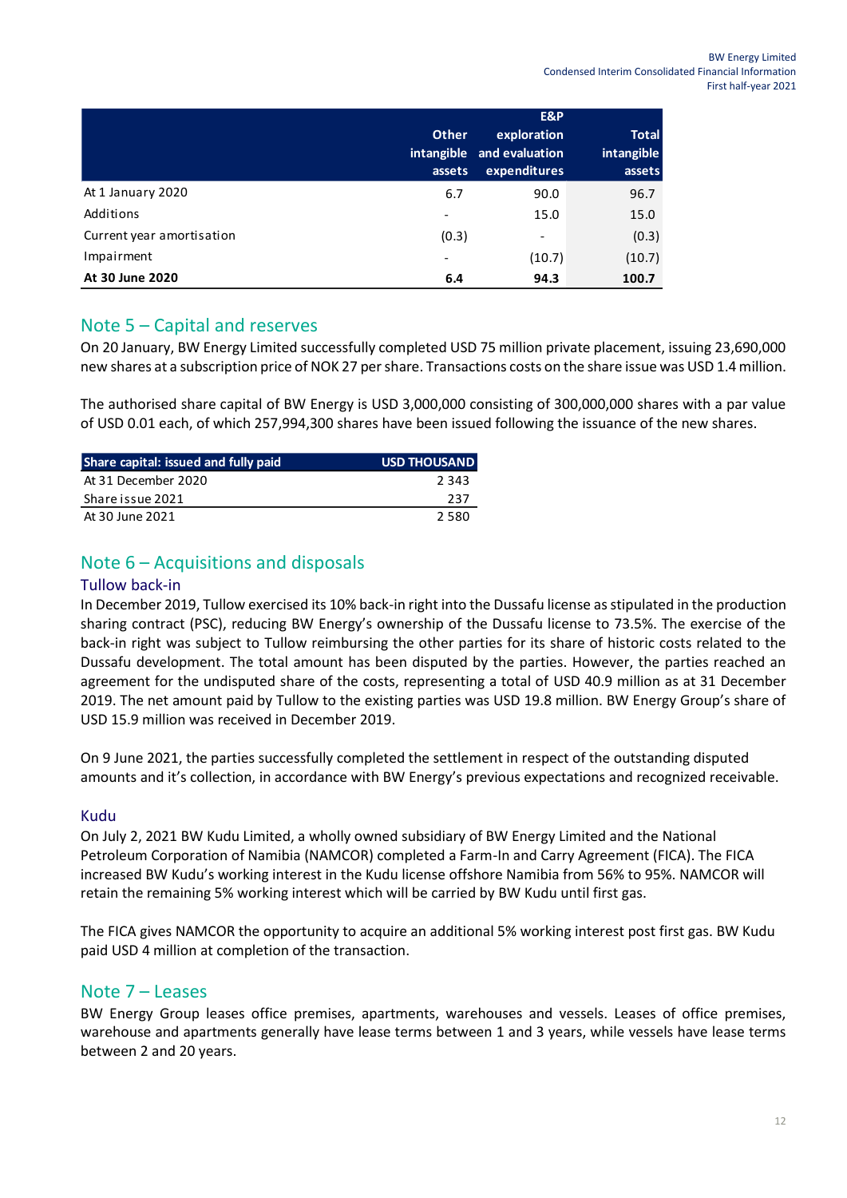| | Other intangible assets | E&P exploration and evaluation expenditures | Total intangible assets |
|---|---|---|---|
| At 1 January 2020 | 6.7 | 90.0 | 96.7 |
| Additions | - | 15.0 | 15.0 |
| Current year amortisation | (0.3) | - | (0.3) |
| Impairment | - | (10.7) | (10.7) |
| **At 30 June 2020** | **6.4** | **94.3** | **100.7** |

## Note 5 – Capital and reserves

On 20 January, BW Energy Limited successfully completed USD 75 million private placement, issuing 23,690,000 new shares at a subscription price of NOK 27 per share. Transactions costs on the share issue was USD 1.4 million.

The authorised share capital of BW Energy is USD 3,000,000 consisting of 300,000,000 shares with a par value of USD 0.01 each, of which 257,994,300 shares have been issued following the issuance of the new shares.

| Share capital: issued and fully paid | USD THOUSAND |
|---|---|
| At 31 December 2020 | 2 343 |
| Share issue 2021 | 237 |
| At 30 June 2021 | 2 580 |

## Note 6 – Acquisitions and disposals

### Tullow back-in

In December 2019, Tullow exercised its 10% back-in right into the Dussafu license as stipulated in the production sharing contract (PSC), reducing BW Energy's ownership of the Dussafu license to 73.5%. The exercise of the back-in right was subject to Tullow reimbursing the other parties for its share of historic costs related to the Dussafu development. The total amount has been disputed by the parties. However, the parties reached an agreement for the undisputed share of the costs, representing a total of USD 40.9 million as at 31 December 2019. The net amount paid by Tullow to the existing parties was USD 19.8 million. BW Energy Group's share of USD 15.9 million was received in December 2019.

On 9 June 2021, the parties successfully completed the settlement in respect of the outstanding disputed amounts and it's collection, in accordance with BW Energy's previous expectations and recognized receivable.

### Kudu

On July 2, 2021 BW Kudu Limited, a wholly owned subsidiary of BW Energy Limited and the National Petroleum Corporation of Namibia (NAMCOR) completed a Farm-In and Carry Agreement (FICA). The FICA increased BW Kudu's working interest in the Kudu license offshore Namibia from 56% to 95%. NAMCOR will retain the remaining 5% working interest which will be carried by BW Kudu until first gas.

The FICA gives NAMCOR the opportunity to acquire an additional 5% working interest post first gas. BW Kudu paid USD 4 million at completion of the transaction.

## Note 7 – Leases

BW Energy Group leases office premises, apartments, warehouses and vessels. Leases of office premises, warehouse and apartments generally have lease terms between 1 and 3 years, while vessels have lease terms between 2 and 20 years.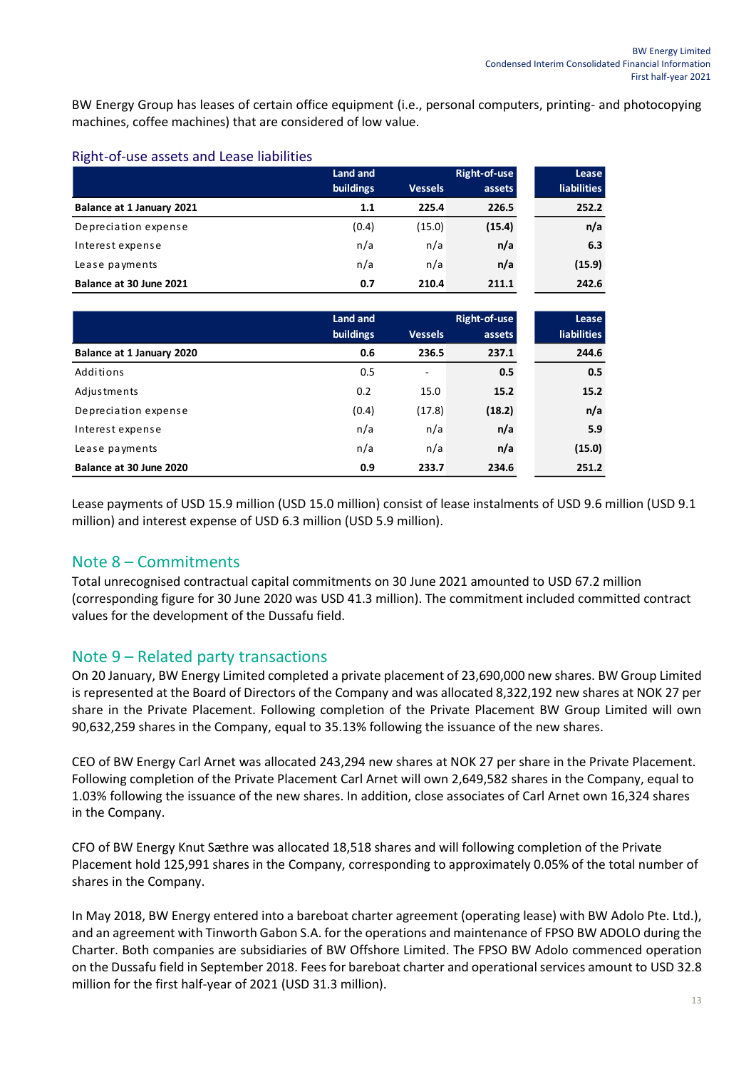BW Energy Group has leases of certain office equipment (i.e., personal computers, printing- and photocopying machines, coffee machines) that are considered of low value.

## Right-of-use assets and Lease liabilities

| | Land and buildings | Vessels | Right-of-use assets | Lease liabilities |
|---|---|---|---|---|
| **Balance at 1 January 2021** | **1.1** | **225.4** | **226.5** | **252.2** |
| Depreciation expense | (0.4) | (15.0) | **(15.4)** | **n/a** |
| Interest expense | n/a | n/a | **n/a** | **6.3** |
| Lease payments | n/a | n/a | **n/a** | **(15.9)** |
| **Balance at 30 June 2021** | **0.7** | **210.4** | **211.1** | **242.6** |

| | Land and buildings | Vessels | Right-of-use assets | Lease liabilities |
|---|---|---|---|---|
| **Balance at 1 January 2020** | **0.6** | **236.5** | **237.1** | **244.6** |
| Additions | 0.5 | - | **0.5** | **0.5** |
| Adjustments | 0.2 | 15.0 | **15.2** | **15.2** |
| Depreciation expense | (0.4) | (17.8) | **(18.2)** | **n/a** |
| Interest expense | n/a | n/a | **n/a** | **5.9** |
| Lease payments | n/a | n/a | **n/a** | **(15.0)** |
| **Balance at 30 June 2020** | **0.9** | **233.7** | **234.6** | **251.2** |

Lease payments of USD 15.9 million (USD 15.0 million) consist of lease instalments of USD 9.6 million (USD 9.1 million) and interest expense of USD 6.3 million (USD 5.9 million).

## Note 8 – Commitments

Total unrecognised contractual capital commitments on 30 June 2021 amounted to USD 67.2 million (corresponding figure for 30 June 2020 was USD 41.3 million). The commitment included committed contract values for the development of the Dussafu field.

## Note 9 – Related party transactions

On 20 January, BW Energy Limited completed a private placement of 23,690,000 new shares. BW Group Limited is represented at the Board of Directors of the Company and was allocated 8,322,192 new shares at NOK 27 per share in the Private Placement. Following completion of the Private Placement BW Group Limited will own 90,632,259 shares in the Company, equal to 35.13% following the issuance of the new shares.

CEO of BW Energy Carl Arnet was allocated 243,294 new shares at NOK 27 per share in the Private Placement. Following completion of the Private Placement Carl Arnet will own 2,649,582 shares in the Company, equal to 1.03% following the issuance of the new shares. In addition, close associates of Carl Arnet own 16,324 shares in the Company.

CFO of BW Energy Knut Sæthre was allocated 18,518 shares and will following completion of the Private Placement hold 125,991 shares in the Company, corresponding to approximately 0.05% of the total number of shares in the Company.

In May 2018, BW Energy entered into a bareboat charter agreement (operating lease) with BW Adolo Pte. Ltd.), and an agreement with Tinworth Gabon S.A. for the operations and maintenance of FPSO BW ADOLO during the Charter. Both companies are subsidiaries of BW Offshore Limited. The FPSO BW Adolo commenced operation on the Dussafu field in September 2018. Fees for bareboat charter and operational services amount to USD 32.8 million for the first half-year of 2021 (USD 31.3 million).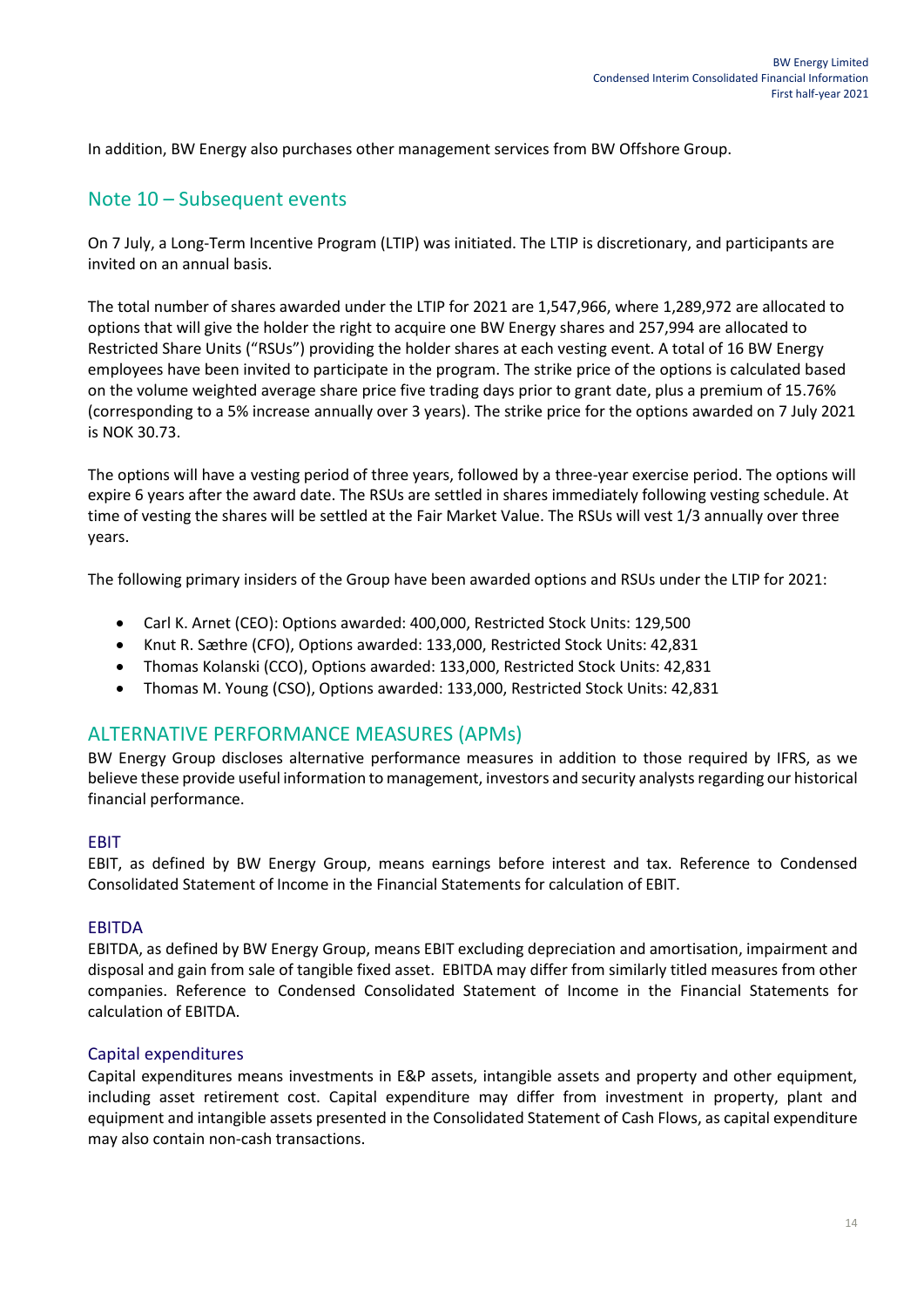In addition, BW Energy also purchases other management services from BW Offshore Group.

## Note 10 – Subsequent events

On 7 July, a Long-Term Incentive Program (LTIP) was initiated. The LTIP is discretionary, and participants are invited on an annual basis.

The total number of shares awarded under the LTIP for 2021 are 1,547,966, where 1,289,972 are allocated to options that will give the holder the right to acquire one BW Energy shares and 257,994 are allocated to Restricted Share Units ("RSUs") providing the holder shares at each vesting event. A total of 16 BW Energy employees have been invited to participate in the program. The strike price of the options is calculated based on the volume weighted average share price five trading days prior to grant date, plus a premium of 15.76% (corresponding to a 5% increase annually over 3 years). The strike price for the options awarded on 7 July 2021 is NOK 30.73.

The options will have a vesting period of three years, followed by a three-year exercise period. The options will expire 6 years after the award date. The RSUs are settled in shares immediately following vesting schedule. At time of vesting the shares will be settled at the Fair Market Value. The RSUs will vest 1/3 annually over three years.

The following primary insiders of the Group have been awarded options and RSUs under the LTIP for 2021:

- Carl K. Arnet (CEO): Options awarded: 400,000, Restricted Stock Units: 129,500
- Knut R. Sæthre (CFO), Options awarded: 133,000, Restricted Stock Units: 42,831
- Thomas Kolanski (CCO), Options awarded: 133,000, Restricted Stock Units: 42,831
- Thomas M. Young (CSO), Options awarded: 133,000, Restricted Stock Units: 42,831

## ALTERNATIVE PERFORMANCE MEASURES (APMs)

BW Energy Group discloses alternative performance measures in addition to those required by IFRS, as we believe these provide useful information to management, investors and security analysts regarding our historical financial performance.

### EBIT

EBIT, as defined by BW Energy Group, means earnings before interest and tax. Reference to Condensed Consolidated Statement of Income in the Financial Statements for calculation of EBIT.

### EBITDA

EBITDA, as defined by BW Energy Group, means EBIT excluding depreciation and amortisation, impairment and disposal and gain from sale of tangible fixed asset. EBITDA may differ from similarly titled measures from other companies. Reference to Condensed Consolidated Statement of Income in the Financial Statements for calculation of EBITDA.

### Capital expenditures

Capital expenditures means investments in E&P assets, intangible assets and property and other equipment, including asset retirement cost. Capital expenditure may differ from investment in property, plant and equipment and intangible assets presented in the Consolidated Statement of Cash Flows, as capital expenditure may also contain non-cash transactions.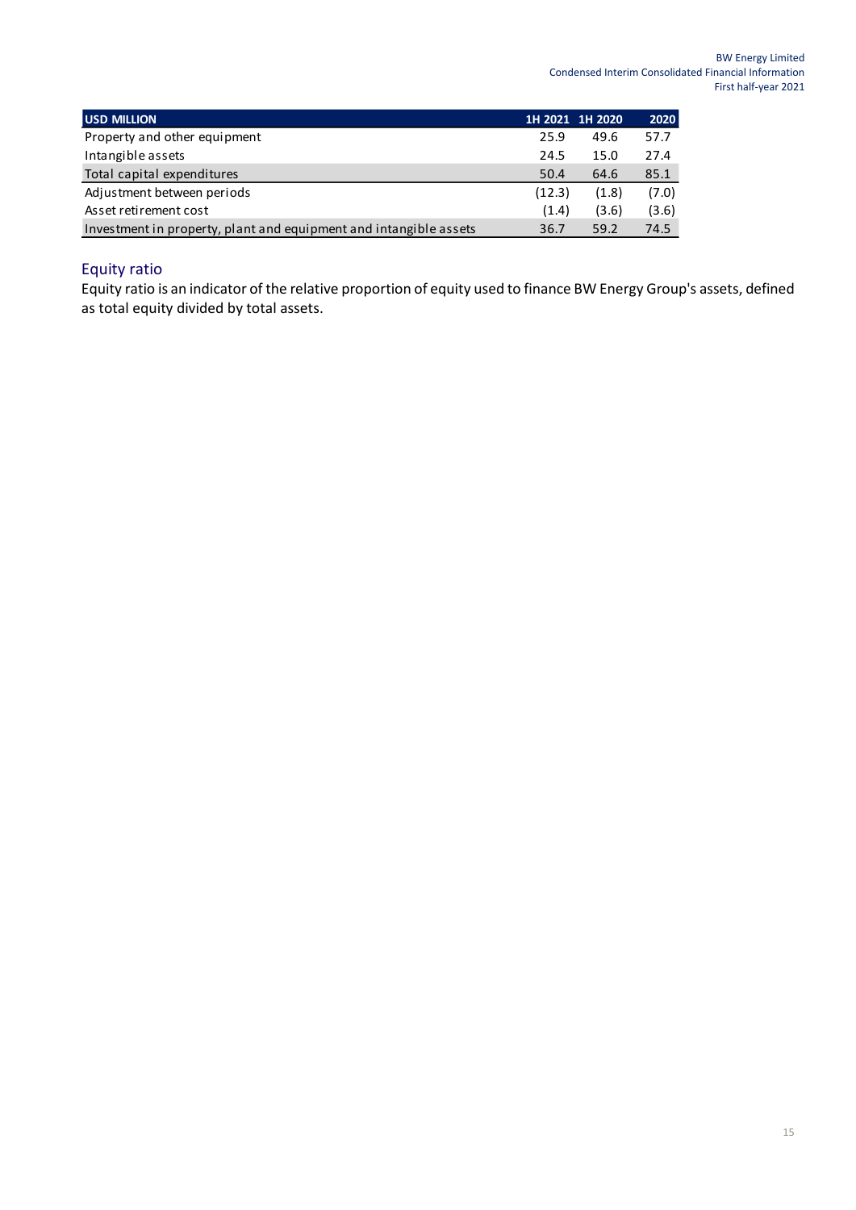| USD MILLION | 1H 2021 | 1H 2020 | 2020 |
|---|---|---|---|
| Property and other equipment | 25.9 | 49.6 | 57.7 |
| Intangible assets | 24.5 | 15.0 | 27.4 |
| Total capital expenditures | 50.4 | 64.6 | 85.1 |
| Adjustment between periods | (12.3) | (1.8) | (7.0) |
| Asset retirement cost | (1.4) | (3.6) | (3.6) |
| Investment in property, plant and equipment and intangible assets | 36.7 | 59.2 | 74.5 |

## Equity ratio

Equity ratio is an indicator of the relative proportion of equity used to finance BW Energy Group's assets, defined as total equity divided by total assets.